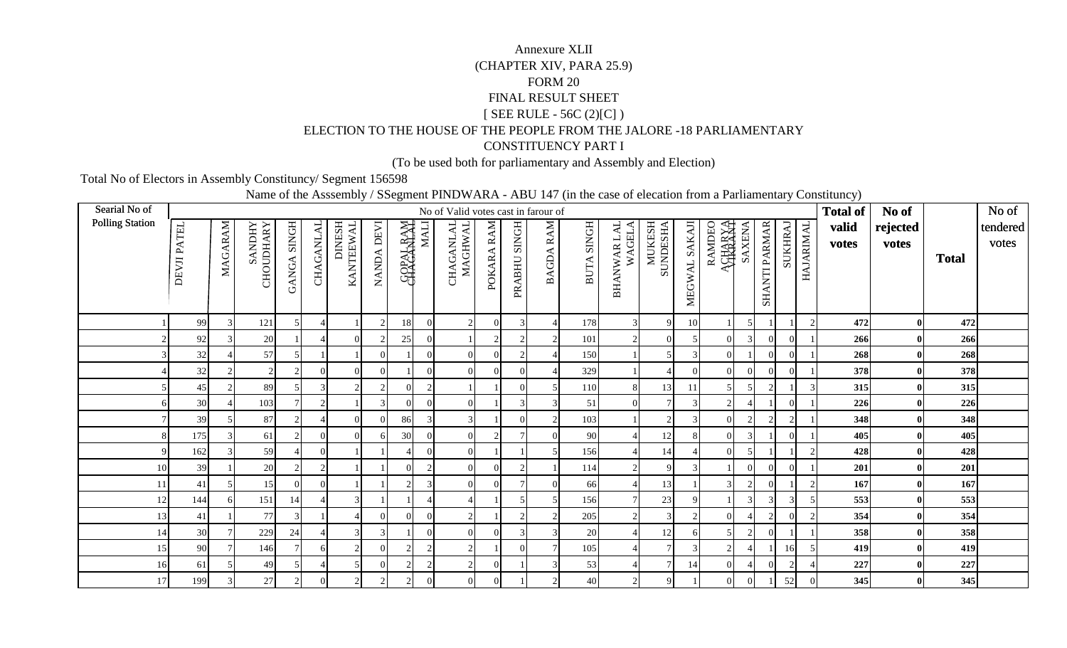Annexure XLII

(CHAPTER XIV, PARA 25.9)

FORM 20

FINAL RESULT SHEET

[ SEE RULE - 56C (2)[C] )

ELECTION TO THE HOUSE OF THE PEOPLE FROM THE JALORE -18 PARLIAMENTARY CONSTITUENCY PART I

(To be used both for parliamentary and Assembly and Election)

Total No of Electors in Assembly Constituncy/ Segment 156598

Name of the Asssembly / SSegment PINDWARA - ABU 147 (in the case of elecation from a Parliamentary Constituncy)

| Searial No of Polling Station | No of Valid votes cast in farour of | | | | | | | | | | | | | | | | | | | | | | Total of valid votes | No of rejected votes | Total | No of tendered votes |
|---|---|---|---|---|---|---|---|---|---|---|---|---|---|---|---|---|---|---|---|---|---|---|---|---|---|---|
| | DEVJI PATEL | MAGARAM | SANDHY CHOUDHARY | GANGA SINGH | CHAGANLAL | DINESH KANTEEWAL | NANDA DEVI | GOPAL RAM CHAGANLAL | MALI | CHAGANLAL MAGHWAL | POKARA RAM | PRABHU SINGH | BAGDA RAM | BUTA SINGH | BHANWAR LAL WAGELA | MUKESH SUNDESHA | MEGWAL SAKAJI | RAMDEO ACHARYA VIKRANT | SAXENA | SHANTI PARMAR | SUKHRAJ | HAJARIMAL | | | | |
| 1 | 99 | 3 | 121 | 5 | 4 | 1 | 2 | 18 | 0 | 2 | 0 | 3 | 4 | 178 | 3 | 9 | 10 | 1 | 5 | 1 | 1 | 2 | **472** | **0** | **472** | |
| 2 | 92 | 3 | 20 | 1 | 4 | 0 | 2 | 25 | 0 | 1 | 2 | 2 | 2 | 101 | 2 | 0 | 5 | 0 | 3 | 0 | 0 | 1 | **266** | **0** | **266** | |
| 3 | 32 | 4 | 57 | 5 | 1 | 1 | 0 | 1 | 0 | 0 | 0 | 2 | 4 | 150 | 1 | 5 | 3 | 0 | 1 | 0 | 0 | 1 | **268** | **0** | **268** | |
| 4 | 32 | 2 | 2 | 2 | 0 | 0 | 0 | 1 | 0 | 0 | 0 | 0 | 4 | 329 | 1 | 4 | 0 | 0 | 0 | 0 | 0 | 1 | **378** | **0** | **378** | |
| 5 | 45 | 2 | 89 | 5 | 3 | 2 | 2 | 0 | 2 | 1 | 1 | 0 | 5 | 110 | 8 | 13 | 11 | 5 | 5 | 2 | 1 | 3 | **315** | **0** | **315** | |
| 6 | 30 | 4 | 103 | 7 | 2 | 1 | 3 | 0 | 0 | 0 | 1 | 3 | 3 | 51 | 0 | 7 | 3 | 2 | 4 | 1 | 0 | 1 | **226** | **0** | **226** | |
| 7 | 39 | 5 | 87 | 2 | 4 | 0 | 0 | 86 | 3 | 3 | 1 | 0 | 2 | 103 | 1 | 2 | 3 | 0 | 2 | 2 | 2 | 1 | **348** | **0** | **348** | |
| 8 | 175 | 3 | 61 | 2 | 0 | 0 | 6 | 30 | 0 | 0 | 2 | 7 | 0 | 90 | 4 | 12 | 8 | 0 | 3 | 1 | 0 | 1 | **405** | **0** | **405** | |
| 9 | 162 | 3 | 59 | 4 | 0 | 1 | 1 | 4 | 0 | 0 | 1 | 1 | 5 | 156 | 4 | 14 | 4 | 0 | 5 | 1 | 1 | 2 | **428** | **0** | **428** | |
| 10 | 39 | 1 | 20 | 2 | 2 | 1 | 1 | 0 | 2 | 0 | 0 | 2 | 1 | 114 | 2 | 9 | 3 | 1 | 0 | 0 | 0 | 1 | **201** | **0** | **201** | |
| 11 | 41 | 5 | 15 | 0 | 0 | 1 | 1 | 2 | 3 | 0 | 0 | 7 | 0 | 66 | 4 | 13 | 1 | 3 | 2 | 0 | 1 | 2 | **167** | **0** | **167** | |
| 12 | 144 | 6 | 151 | 14 | 4 | 3 | 1 | 1 | 4 | 4 | 1 | 5 | 5 | 156 | 7 | 23 | 9 | 1 | 3 | 3 | 3 | 5 | **553** | **0** | **553** | |
| 13 | 41 | 1 | 77 | 3 | 1 | 4 | 0 | 0 | 0 | 2 | 1 | 2 | 2 | 205 | 2 | 3 | 2 | 0 | 4 | 2 | 0 | 2 | **354** | **0** | **354** | |
| 14 | 30 | 7 | 229 | 24 | 4 | 3 | 3 | 1 | 0 | 0 | 0 | 3 | 3 | 20 | 4 | 12 | 6 | 5 | 2 | 0 | 1 | 1 | **358** | **0** | **358** | |
| 15 | 90 | 7 | 146 | 7 | 6 | 2 | 0 | 2 | 2 | 2 | 1 | 0 | 7 | 105 | 4 | 7 | 3 | 2 | 4 | 1 | 16 | 5 | **419** | **0** | **419** | |
| 16 | 61 | 5 | 49 | 5 | 4 | 5 | 0 | 2 | 2 | 2 | 0 | 1 | 3 | 53 | 4 | 7 | 14 | 0 | 4 | 0 | 2 | 4 | **227** | **0** | **227** | |
| 17 | 199 | 3 | 27 | 2 | 0 | 2 | 2 | 2 | 0 | 0 | 0 | 1 | 2 | 40 | 2 | 9 | 1 | 0 | 0 | 1 | 52 | 0 | **345** | **0** | **345** | |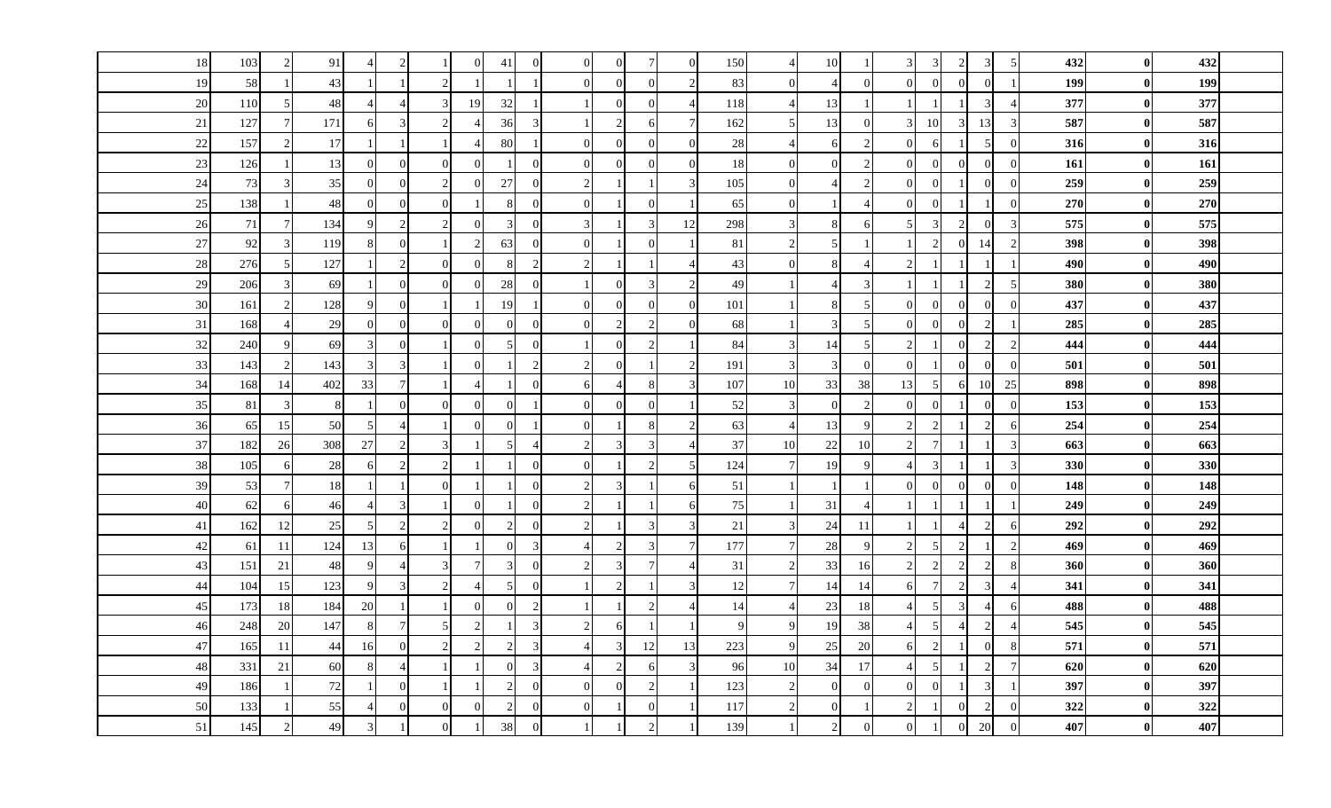| | | | | | | | | | | | | | | | | | | | | | | | | | | | | |
|---|---|---|---|---|---|---|---|---|---|---|---|---|---|---|---|---|---|---|---|---|---|---|---|---|---|---|---|---|
| 18 | 103 | 2 | 91 | 4 | 2 | 1 | 0 | 41 | 0 | 0 | 0 | 7 | 0 | 150 | 4 | 10 | 1 | 3 | 3 | 2 | 3 | 5 | **432** | **0** | **432** | |
| 19 | 58 | 1 | 43 | 1 | 1 | 2 | 1 | 1 | 1 | 0 | 0 | 0 | 2 | 83 | 0 | 4 | 0 | 0 | 0 | 0 | 0 | 1 | **199** | **0** | **199** | |
| 20 | 110 | 5 | 48 | 4 | 4 | 3 | 19 | 32 | 1 | 1 | 0 | 0 | 4 | 118 | 4 | 13 | 1 | 1 | 1 | 1 | 3 | 4 | **377** | **0** | **377** | |
| 21 | 127 | 7 | 171 | 6 | 3 | 2 | 4 | 36 | 3 | 1 | 2 | 6 | 7 | 162 | 5 | 13 | 0 | 3 | 10 | 3 | 13 | 3 | **587** | **0** | **587** | |
| 22 | 157 | 2 | 17 | 1 | 1 | 1 | 4 | 80 | 1 | 0 | 0 | 0 | 0 | 28 | 4 | 6 | 2 | 0 | 6 | 1 | 5 | 0 | **316** | **0** | **316** | |
| 23 | 126 | 1 | 13 | 0 | 0 | 0 | 0 | 1 | 0 | 0 | 0 | 0 | 0 | 18 | 0 | 0 | 2 | 0 | 0 | 0 | 0 | 0 | **161** | **0** | **161** | |
| 24 | 73 | 3 | 35 | 0 | 0 | 2 | 0 | 27 | 0 | 2 | 1 | 1 | 3 | 105 | 0 | 4 | 2 | 0 | 0 | 1 | 0 | 0 | **259** | **0** | **259** | |
| 25 | 138 | 1 | 48 | 0 | 0 | 0 | 1 | 8 | 0 | 0 | 1 | 0 | 1 | 65 | 0 | 1 | 4 | 0 | 0 | 1 | 1 | 0 | **270** | **0** | **270** | |
| 26 | 71 | 7 | 134 | 9 | 2 | 2 | 0 | 3 | 0 | 3 | 1 | 3 | 12 | 298 | 3 | 8 | 6 | 5 | 3 | 2 | 0 | 3 | **575** | **0** | **575** | |
| 27 | 92 | 3 | 119 | 8 | 0 | 1 | 2 | 63 | 0 | 0 | 1 | 0 | 1 | 81 | 2 | 5 | 1 | 1 | 2 | 0 | 14 | 2 | **398** | **0** | **398** | |
| 28 | 276 | 5 | 127 | 1 | 2 | 0 | 0 | 8 | 2 | 2 | 1 | 1 | 4 | 43 | 0 | 8 | 4 | 2 | 1 | 1 | 1 | 1 | **490** | **0** | **490** | |
| 29 | 206 | 3 | 69 | 1 | 0 | 0 | 0 | 28 | 0 | 1 | 0 | 3 | 2 | 49 | 1 | 4 | 3 | 1 | 1 | 1 | 2 | 5 | **380** | **0** | **380** | |
| 30 | 161 | 2 | 128 | 9 | 0 | 1 | 1 | 19 | 1 | 0 | 0 | 0 | 0 | 101 | 1 | 8 | 5 | 0 | 0 | 0 | 0 | 0 | **437** | **0** | **437** | |
| 31 | 168 | 4 | 29 | 0 | 0 | 0 | 0 | 0 | 0 | 0 | 2 | 2 | 0 | 68 | 1 | 3 | 5 | 0 | 0 | 0 | 2 | 1 | **285** | **0** | **285** | |
| 32 | 240 | 9 | 69 | 3 | 0 | 1 | 0 | 5 | 0 | 1 | 0 | 2 | 1 | 84 | 3 | 14 | 5 | 2 | 1 | 0 | 2 | 2 | **444** | **0** | **444** | |
| 33 | 143 | 2 | 143 | 3 | 3 | 1 | 0 | 1 | 2 | 2 | 0 | 1 | 2 | 191 | 3 | 3 | 0 | 0 | 1 | 0 | 0 | 0 | **501** | **0** | **501** | |
| 34 | 168 | 14 | 402 | 33 | 7 | 1 | 4 | 1 | 0 | 6 | 4 | 8 | 3 | 107 | 10 | 33 | 38 | 13 | 5 | 6 | 10 | 25 | **898** | **0** | **898** | |
| 35 | 81 | 3 | 8 | 1 | 0 | 0 | 0 | 0 | 1 | 0 | 0 | 0 | 1 | 52 | 3 | 0 | 2 | 0 | 0 | 1 | 0 | 0 | **153** | **0** | **153** | |
| 36 | 65 | 15 | 50 | 5 | 4 | 1 | 0 | 0 | 1 | 0 | 1 | 8 | 2 | 63 | 4 | 13 | 9 | 2 | 2 | 1 | 2 | 6 | **254** | **0** | **254** | |
| 37 | 182 | 26 | 308 | 27 | 2 | 3 | 1 | 5 | 4 | 2 | 3 | 3 | 4 | 37 | 10 | 22 | 10 | 2 | 7 | 1 | 1 | 3 | **663** | **0** | **663** | |
| 38 | 105 | 6 | 28 | 6 | 2 | 2 | 1 | 1 | 0 | 0 | 1 | 2 | 5 | 124 | 7 | 19 | 9 | 4 | 3 | 1 | 1 | 3 | **330** | **0** | **330** | |
| 39 | 53 | 7 | 18 | 1 | 1 | 0 | 1 | 1 | 0 | 2 | 3 | 1 | 6 | 51 | 1 | 1 | 1 | 0 | 0 | 0 | 0 | 0 | **148** | **0** | **148** | |
| 40 | 62 | 6 | 46 | 4 | 3 | 1 | 0 | 1 | 0 | 2 | 1 | 1 | 6 | 75 | 1 | 31 | 4 | 1 | 1 | 1 | 1 | 1 | **249** | **0** | **249** | |
| 41 | 162 | 12 | 25 | 5 | 2 | 2 | 0 | 2 | 0 | 2 | 1 | 3 | 3 | 21 | 3 | 24 | 11 | 1 | 1 | 4 | 2 | 6 | **292** | **0** | **292** | |
| 42 | 61 | 11 | 124 | 13 | 6 | 1 | 1 | 0 | 3 | 4 | 2 | 3 | 7 | 177 | 7 | 28 | 9 | 2 | 5 | 2 | 1 | 2 | **469** | **0** | **469** | |
| 43 | 151 | 21 | 48 | 9 | 4 | 3 | 7 | 3 | 0 | 2 | 3 | 7 | 4 | 31 | 2 | 33 | 16 | 2 | 2 | 2 | 2 | 8 | **360** | **0** | **360** | |
| 44 | 104 | 15 | 123 | 9 | 3 | 2 | 4 | 5 | 0 | 1 | 2 | 1 | 3 | 12 | 7 | 14 | 14 | 6 | 7 | 2 | 3 | 4 | **341** | **0** | **341** | |
| 45 | 173 | 18 | 184 | 20 | 1 | 1 | 0 | 0 | 2 | 1 | 1 | 2 | 4 | 14 | 4 | 23 | 18 | 4 | 5 | 3 | 4 | 6 | **488** | **0** | **488** | |
| 46 | 248 | 20 | 147 | 8 | 7 | 5 | 2 | 1 | 3 | 2 | 6 | 1 | 1 | 9 | 9 | 19 | 38 | 4 | 5 | 4 | 2 | 4 | **545** | **0** | **545** | |
| 47 | 165 | 11 | 44 | 16 | 0 | 2 | 2 | 2 | 3 | 4 | 3 | 12 | 13 | 223 | 9 | 25 | 20 | 6 | 2 | 1 | 0 | 8 | **571** | **0** | **571** | |
| 48 | 331 | 21 | 60 | 8 | 4 | 1 | 1 | 0 | 3 | 4 | 2 | 6 | 3 | 96 | 10 | 34 | 17 | 4 | 5 | 1 | 2 | 7 | **620** | **0** | **620** | |
| 49 | 186 | 1 | 72 | 1 | 0 | 1 | 1 | 2 | 0 | 0 | 0 | 2 | 1 | 123 | 2 | 0 | 0 | 0 | 0 | 1 | 3 | 1 | **397** | **0** | **397** | |
| 50 | 133 | 1 | 55 | 4 | 0 | 0 | 0 | 2 | 0 | 0 | 1 | 0 | 1 | 117 | 2 | 0 | 1 | 2 | 1 | 0 | 2 | 0 | **322** | **0** | **322** | |
| 51 | 145 | 2 | 49 | 3 | 1 | 0 | 1 | 38 | 0 | 1 | 1 | 2 | 1 | 139 | 1 | 2 | 0 | 0 | 1 | 0 | 20 | 0 | **407** | **0** | **407** | |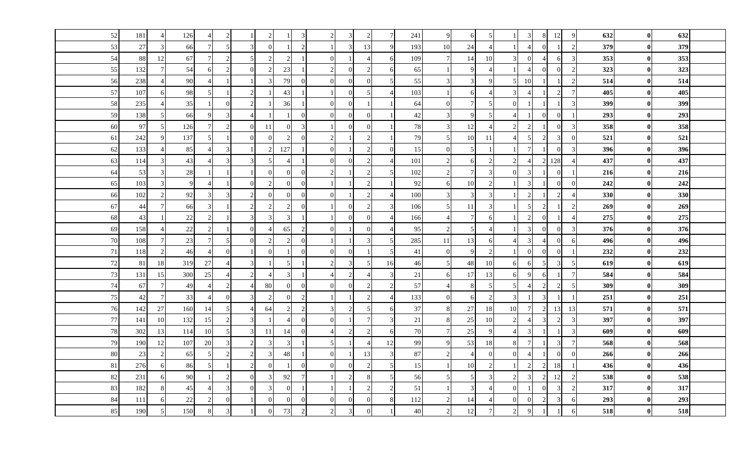| | | | | | | | | | | | | | | | | | | | | | | | | | | |
|---|---|---|---|---|---|---|---|---|---|---|---|---|---|---|---|---|---|---|---|---|---|---|---|---|---|---|
| 52 | 181 | 4 | 126 | 4 | 2 | 1 | 2 | 1 | 3 | 2 | 3 | 2 | 7 | 241 | 9 | 6 | 5 | 1 | 3 | 8 | 12 | 9 | **632** | **0** | **632** | |
| 53 | 27 | 3 | 66 | 7 | 5 | 3 | 0 | 1 | 2 | 1 | 3 | 13 | 9 | 193 | 10 | 24 | 4 | 1 | 4 | 0 | 1 | 2 | **379** | **0** | **379** | |
| 54 | 88 | 12 | 67 | 7 | 2 | 5 | 2 | 2 | 1 | 0 | 1 | 4 | 6 | 109 | 7 | 14 | 10 | 3 | 0 | 4 | 6 | 3 | **353** | **0** | **353** | |
| 55 | 132 | 7 | 54 | 6 | 2 | 0 | 2 | 23 | 1 | 2 | 0 | 2 | 6 | 65 | 1 | 9 | 4 | 1 | 4 | 0 | 0 | 2 | **323** | **0** | **323** | |
| 56 | 238 | 4 | 90 | 4 | 1 | 1 | 3 | 79 | 0 | 0 | 0 | 0 | 5 | 55 | 3 | 3 | 9 | 5 | 10 | 1 | 1 | 2 | **514** | **0** | **514** | |
| 57 | 107 | 6 | 98 | 5 | 1 | 2 | 1 | 43 | 1 | 1 | 0 | 5 | 4 | 103 | 1 | 6 | 4 | 3 | 4 | 1 | 2 | 7 | **405** | **0** | **405** | |
| 58 | 235 | 4 | 35 | 1 | 0 | 2 | 1 | 36 | 1 | 0 | 0 | 1 | 1 | 64 | 0 | 7 | 5 | 0 | 1 | 1 | 1 | 3 | **399** | **0** | **399** | |
| 59 | 138 | 5 | 66 | 9 | 3 | 4 | 1 | 1 | 0 | 0 | 0 | 0 | 1 | 42 | 3 | 9 | 5 | 4 | 1 | 0 | 0 | 1 | **293** | **0** | **293** | |
| 60 | 97 | 5 | 126 | 7 | 2 | 0 | 11 | 0 | 3 | 1 | 0 | 0 | 1 | 78 | 3 | 12 | 4 | 2 | 2 | 1 | 0 | 3 | **358** | **0** | **358** | |
| 61 | 242 | 9 | 137 | 5 | 1 | 0 | 0 | 2 | 0 | 2 | 1 | 2 | 1 | 79 | 5 | 10 | 11 | 4 | 5 | 2 | 3 | 0 | **521** | **0** | **521** | |
| 62 | 133 | 4 | 85 | 4 | 3 | 1 | 2 | 127 | 1 | 0 | 1 | 2 | 0 | 15 | 0 | 5 | 1 | 1 | 7 | 1 | 0 | 3 | **396** | **0** | **396** | |
| 63 | 114 | 3 | 43 | 4 | 3 | 3 | 5 | 4 | 1 | 0 | 0 | 2 | 4 | 101 | 2 | 6 | 2 | 2 | 4 | 2 | 128 | 4 | **437** | **0** | **437** | |
| 64 | 53 | 3 | 28 | 1 | 1 | 1 | 0 | 0 | 0 | 2 | 1 | 2 | 5 | 102 | 2 | 7 | 3 | 0 | 3 | 1 | 0 | 1 | **216** | **0** | **216** | |
| 65 | 103 | 3 | 9 | 4 | 1 | 0 | 2 | 0 | 0 | 1 | 1 | 2 | 1 | 92 | 6 | 10 | 2 | 1 | 3 | 1 | 0 | 0 | **242** | **0** | **242** | |
| 66 | 102 | 2 | 92 | 3 | 3 | 2 | 0 | 0 | 0 | 0 | 1 | 2 | 4 | 100 | 3 | 3 | 3 | 1 | 2 | 1 | 2 | 4 | **330** | **0** | **330** | |
| 67 | 44 | 7 | 66 | 3 | 1 | 2 | 2 | 2 | 0 | 1 | 0 | 2 | 3 | 106 | 5 | 11 | 3 | 1 | 5 | 2 | 1 | 2 | **269** | **0** | **269** | |
| 68 | 43 | 1 | 22 | 2 | 1 | 3 | 3 | 3 | 1 | 1 | 0 | 0 | 4 | 166 | 4 | 7 | 6 | 1 | 2 | 0 | 1 | 4 | **275** | **0** | **275** | |
| 69 | 158 | 4 | 22 | 2 | 1 | 0 | 4 | 65 | 2 | 0 | 1 | 0 | 4 | 95 | 2 | 5 | 4 | 1 | 3 | 0 | 0 | 3 | **376** | **0** | **376** | |
| 70 | 108 | 7 | 23 | 7 | 5 | 0 | 2 | 2 | 0 | 1 | 1 | 3 | 5 | 285 | 11 | 13 | 6 | 4 | 3 | 4 | 0 | 6 | **496** | **0** | **496** | |
| 71 | 118 | 2 | 46 | 4 | 0 | 1 | 0 | 1 | 0 | 0 | 0 | 1 | 5 | 41 | 0 | 9 | 2 | 1 | 0 | 0 | 0 | 1 | **232** | **0** | **232** | |
| 72 | 81 | 18 | 319 | 27 | 4 | 3 | 1 | 5 | 1 | 2 | 3 | 5 | 16 | 46 | 5 | 48 | 10 | 6 | 6 | 5 | 3 | 5 | **619** | **0** | **619** | |
| 73 | 131 | 15 | 300 | 25 | 4 | 2 | 4 | 3 | 1 | 4 | 2 | 4 | 3 | 21 | 6 | 17 | 13 | 6 | 9 | 6 | 1 | 7 | **584** | **0** | **584** | |
| 74 | 67 | 7 | 49 | 4 | 2 | 4 | 80 | 0 | 0 | 0 | 0 | 2 | 2 | 57 | 4 | 8 | 5 | 5 | 4 | 2 | 2 | 5 | **309** | **0** | **309** | |
| 75 | 42 | 7 | 33 | 4 | 0 | 3 | 2 | 0 | 2 | 1 | 1 | 2 | 4 | 133 | 0 | 6 | 2 | 3 | 1 | 3 | 1 | 1 | **251** | **0** | **251** | |
| 76 | 142 | 27 | 160 | 14 | 5 | 4 | 64 | 2 | 2 | 3 | 2 | 5 | 6 | 37 | 8 | 27 | 18 | 10 | 7 | 2 | 13 | 13 | **571** | **0** | **571** | |
| 77 | 141 | 10 | 132 | 15 | 2 | 3 | 1 | 4 | 0 | 0 | 1 | 7 | 3 | 21 | 8 | 25 | 10 | 2 | 4 | 3 | 2 | 3 | **397** | **0** | **397** | |
| 78 | 302 | 13 | 114 | 10 | 5 | 3 | 11 | 14 | 0 | 4 | 2 | 2 | 6 | 70 | 7 | 25 | 9 | 4 | 3 | 1 | 1 | 3 | **609** | **0** | **609** | |
| 79 | 190 | 12 | 107 | 20 | 3 | 2 | 3 | 3 | 1 | 5 | 1 | 4 | 12 | 99 | 9 | 53 | 18 | 8 | 7 | 1 | 3 | 7 | **568** | **0** | **568** | |
| 80 | 23 | 2 | 65 | 5 | 2 | 2 | 3 | 48 | 1 | 0 | 1 | 13 | 3 | 87 | 2 | 4 | 0 | 0 | 4 | 1 | 0 | 0 | **266** | **0** | **266** | |
| 81 | 276 | 6 | 86 | 5 | 1 | 2 | 0 | 1 | 0 | 0 | 0 | 2 | 5 | 15 | 1 | 10 | 2 | 1 | 2 | 2 | 18 | 1 | **436** | **0** | **436** | |
| 82 | 231 | 6 | 90 | 1 | 2 | 0 | 3 | 92 | 7 | 1 | 2 | 8 | 5 | 56 | 5 | 5 | 3 | 2 | 3 | 2 | 12 | 2 | **538** | **0** | **538** | |
| 83 | 182 | 8 | 45 | 4 | 3 | 0 | 3 | 0 | 1 | 1 | 1 | 2 | 2 | 51 | 1 | 3 | 4 | 0 | 1 | 0 | 3 | 2 | **317** | **0** | **317** | |
| 84 | 111 | 6 | 22 | 2 | 0 | 1 | 0 | 0 | 0 | 0 | 0 | 0 | 8 | 112 | 2 | 14 | 4 | 0 | 0 | 2 | 3 | 6 | **293** | **0** | **293** | |
| 85 | 190 | 5 | 150 | 8 | 3 | 1 | 0 | 73 | 2 | 2 | 3 | 0 | 1 | 40 | 2 | 12 | 7 | 2 | 9 | 1 | 1 | 6 | **518** | **0** | **518** | |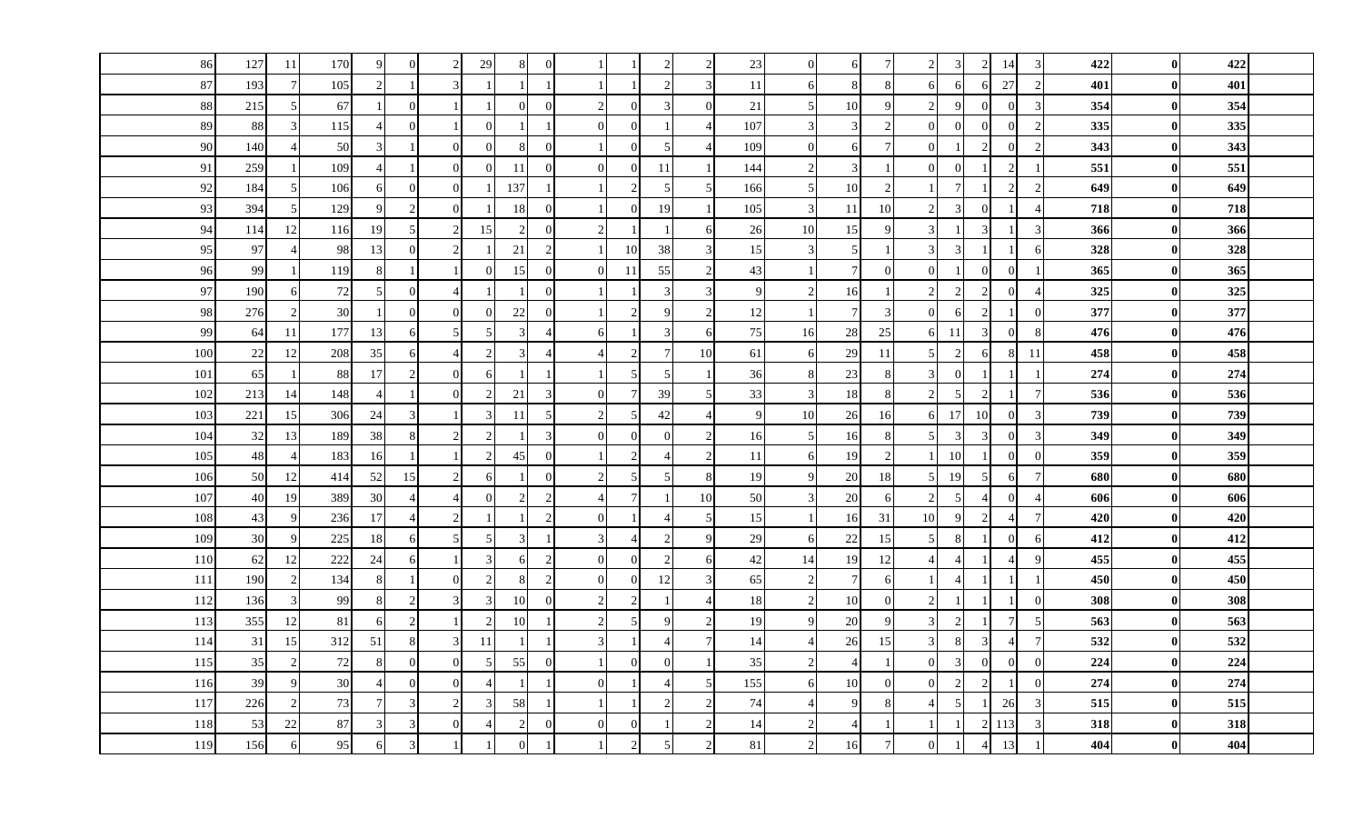| | | | | | | | | | | | | | | | | | | | | | | | | | | |
|---|---|---|---|---|---|---|---|---|---|---|---|---|---|---|---|---|---|---|---|---|---|---|---|---|---|---|
| 86 | 127 | 11 | 170 | 9 | 0 | 2 | 29 | 8 | 0 | 1 | 1 | 2 | 2 | 23 | 0 | 6 | 7 | 2 | 3 | 2 | 14 | 3 | **422** | **0** | **422** | |
| 87 | 193 | 7 | 105 | 2 | 1 | 3 | 1 | 1 | 1 | 1 | 1 | 2 | 3 | 11 | 6 | 8 | 8 | 6 | 6 | 6 | 27 | 2 | **401** | **0** | **401** | |
| 88 | 215 | 5 | 67 | 1 | 0 | 1 | 1 | 0 | 0 | 2 | 0 | 3 | 0 | 21 | 5 | 10 | 9 | 2 | 9 | 0 | 0 | 3 | **354** | **0** | **354** | |
| 89 | 88 | 3 | 115 | 4 | 0 | 1 | 0 | 1 | 1 | 0 | 0 | 1 | 4 | 107 | 3 | 3 | 2 | 0 | 0 | 0 | 0 | 2 | **335** | **0** | **335** | |
| 90 | 140 | 4 | 50 | 3 | 1 | 0 | 0 | 8 | 0 | 1 | 0 | 5 | 4 | 109 | 0 | 6 | 7 | 0 | 1 | 2 | 0 | 2 | **343** | **0** | **343** | |
| 91 | 259 | 1 | 109 | 4 | 1 | 0 | 0 | 11 | 0 | 0 | 0 | 11 | 1 | 144 | 2 | 3 | 1 | 0 | 0 | 1 | 2 | 1 | **551** | **0** | **551** | |
| 92 | 184 | 5 | 106 | 6 | 0 | 0 | 1 | 137 | 1 | 1 | 2 | 5 | 5 | 166 | 5 | 10 | 2 | 1 | 7 | 1 | 2 | 2 | **649** | **0** | **649** | |
| 93 | 394 | 5 | 129 | 9 | 2 | 0 | 1 | 18 | 0 | 1 | 0 | 19 | 1 | 105 | 3 | 11 | 10 | 2 | 3 | 0 | 1 | 4 | **718** | **0** | **718** | |
| 94 | 114 | 12 | 116 | 19 | 5 | 2 | 15 | 2 | 0 | 2 | 1 | 1 | 6 | 26 | 10 | 15 | 9 | 3 | 1 | 3 | 1 | 3 | **366** | **0** | **366** | |
| 95 | 97 | 4 | 98 | 13 | 0 | 2 | 1 | 21 | 2 | 1 | 10 | 38 | 3 | 15 | 3 | 5 | 1 | 3 | 3 | 1 | 1 | 6 | **328** | **0** | **328** | |
| 96 | 99 | 1 | 119 | 8 | 1 | 1 | 0 | 15 | 0 | 0 | 11 | 55 | 2 | 43 | 1 | 7 | 0 | 0 | 1 | 0 | 0 | 1 | **365** | **0** | **365** | |
| 97 | 190 | 6 | 72 | 5 | 0 | 4 | 1 | 1 | 0 | 1 | 1 | 3 | 3 | 9 | 2 | 16 | 1 | 2 | 2 | 2 | 0 | 4 | **325** | **0** | **325** | |
| 98 | 276 | 2 | 30 | 1 | 0 | 0 | 0 | 22 | 0 | 1 | 2 | 9 | 2 | 12 | 1 | 7 | 3 | 0 | 6 | 2 | 1 | 0 | **377** | **0** | **377** | |
| 99 | 64 | 11 | 177 | 13 | 6 | 5 | 5 | 3 | 4 | 6 | 1 | 3 | 6 | 75 | 16 | 28 | 25 | 6 | 11 | 3 | 0 | 8 | **476** | **0** | **476** | |
| 100 | 22 | 12 | 208 | 35 | 6 | 4 | 2 | 3 | 4 | 4 | 2 | 7 | 10 | 61 | 6 | 29 | 11 | 5 | 2 | 6 | 8 | 11 | **458** | **0** | **458** | |
| 101 | 65 | 1 | 88 | 17 | 2 | 0 | 6 | 1 | 1 | 1 | 5 | 5 | 1 | 36 | 8 | 23 | 8 | 3 | 0 | 1 | 1 | 1 | **274** | **0** | **274** | |
| 102 | 213 | 14 | 148 | 4 | 1 | 0 | 2 | 21 | 3 | 0 | 7 | 39 | 5 | 33 | 3 | 18 | 8 | 2 | 5 | 2 | 1 | 7 | **536** | **0** | **536** | |
| 103 | 221 | 15 | 306 | 24 | 3 | 1 | 3 | 11 | 5 | 2 | 5 | 42 | 4 | 9 | 10 | 26 | 16 | 6 | 17 | 10 | 0 | 3 | **739** | **0** | **739** | |
| 104 | 32 | 13 | 189 | 38 | 8 | 2 | 2 | 1 | 3 | 0 | 0 | 0 | 2 | 16 | 5 | 16 | 8 | 5 | 3 | 3 | 0 | 3 | **349** | **0** | **349** | |
| 105 | 48 | 4 | 183 | 16 | 1 | 1 | 2 | 45 | 0 | 1 | 2 | 4 | 2 | 11 | 6 | 19 | 2 | 1 | 10 | 1 | 0 | 0 | **359** | **0** | **359** | |
| 106 | 50 | 12 | 414 | 52 | 15 | 2 | 6 | 1 | 0 | 2 | 5 | 5 | 8 | 19 | 9 | 20 | 18 | 5 | 19 | 5 | 6 | 7 | **680** | **0** | **680** | |
| 107 | 40 | 19 | 389 | 30 | 4 | 4 | 0 | 2 | 2 | 4 | 7 | 1 | 10 | 50 | 3 | 20 | 6 | 2 | 5 | 4 | 0 | 4 | **606** | **0** | **606** | |
| 108 | 43 | 9 | 236 | 17 | 4 | 2 | 1 | 1 | 2 | 0 | 1 | 4 | 5 | 15 | 1 | 16 | 31 | 10 | 9 | 2 | 4 | 7 | **420** | **0** | **420** | |
| 109 | 30 | 9 | 225 | 18 | 6 | 5 | 5 | 3 | 1 | 3 | 4 | 2 | 9 | 29 | 6 | 22 | 15 | 5 | 8 | 1 | 0 | 6 | **412** | **0** | **412** | |
| 110 | 62 | 12 | 222 | 24 | 6 | 1 | 3 | 6 | 2 | 0 | 0 | 2 | 6 | 42 | 14 | 19 | 12 | 4 | 4 | 1 | 4 | 9 | **455** | **0** | **455** | |
| 111 | 190 | 2 | 134 | 8 | 1 | 0 | 2 | 8 | 2 | 0 | 0 | 12 | 3 | 65 | 2 | 7 | 6 | 1 | 4 | 1 | 1 | 1 | **450** | **0** | **450** | |
| 112 | 136 | 3 | 99 | 8 | 2 | 3 | 3 | 10 | 0 | 2 | 2 | 1 | 4 | 18 | 2 | 10 | 0 | 2 | 1 | 1 | 1 | 0 | **308** | **0** | **308** | |
| 113 | 355 | 12 | 81 | 6 | 2 | 1 | 2 | 10 | 1 | 2 | 5 | 9 | 2 | 19 | 9 | 20 | 9 | 3 | 2 | 1 | 7 | 5 | **563** | **0** | **563** | |
| 114 | 31 | 15 | 312 | 51 | 8 | 3 | 11 | 1 | 1 | 3 | 1 | 4 | 7 | 14 | 4 | 26 | 15 | 3 | 8 | 3 | 4 | 7 | **532** | **0** | **532** | |
| 115 | 35 | 2 | 72 | 8 | 0 | 0 | 5 | 55 | 0 | 1 | 0 | 0 | 1 | 35 | 2 | 4 | 1 | 0 | 3 | 0 | 0 | 0 | **224** | **0** | **224** | |
| 116 | 39 | 9 | 30 | 4 | 0 | 0 | 4 | 1 | 1 | 0 | 1 | 4 | 5 | 155 | 6 | 10 | 0 | 0 | 2 | 2 | 1 | 0 | **274** | **0** | **274** | |
| 117 | 226 | 2 | 73 | 7 | 3 | 2 | 3 | 58 | 1 | 1 | 1 | 2 | 2 | 74 | 4 | 9 | 8 | 4 | 5 | 1 | 26 | 3 | **515** | **0** | **515** | |
| 118 | 53 | 22 | 87 | 3 | 3 | 0 | 4 | 2 | 0 | 0 | 0 | 1 | 2 | 14 | 2 | 4 | 1 | 1 | 1 | 2 | 113 | 3 | **318** | **0** | **318** | |
| 119 | 156 | 6 | 95 | 6 | 3 | 1 | 1 | 0 | 1 | 1 | 2 | 5 | 2 | 81 | 2 | 16 | 7 | 0 | 1 | 4 | 13 | 1 | **404** | **0** | **404** | |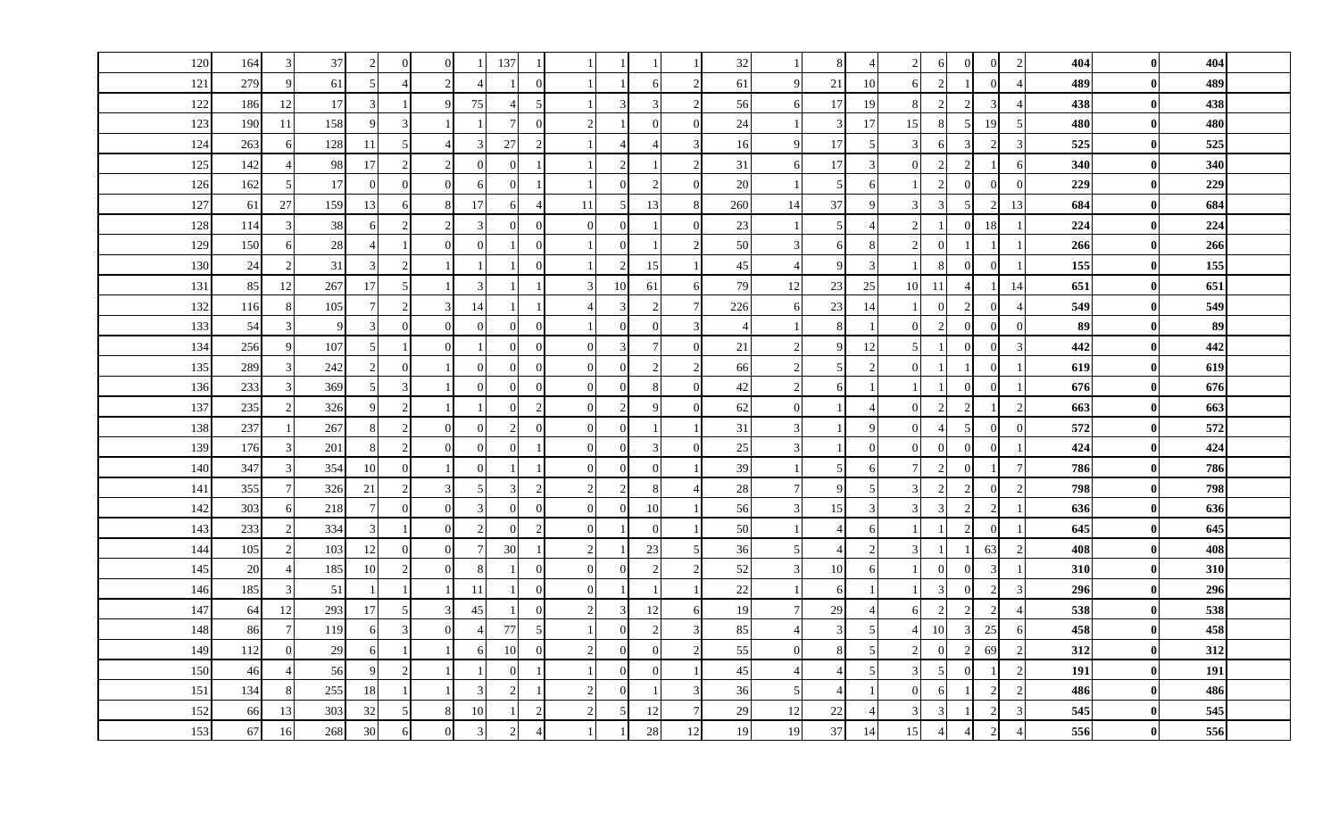| | | | | | | | | | | | | | | | | | | | | | | | | | |
|---|---|---|---|---|---|---|---|---|---|---|---|---|---|---|---|---|---|---|---|---|---|---|---|---|---|
| 120 | 164 | 3 | 37 | 2 | 0 | 0 | 1 | 137 | 1 | 1 | 1 | 1 | 1 | 32 | 1 | 8 | 4 | 2 | 6 | 0 | 0 | 2 | **404** | **0** | **404** |
| 121 | 279 | 9 | 61 | 5 | 4 | 2 | 4 | 1 | 0 | 1 | 1 | 6 | 2 | 61 | 9 | 21 | 10 | 6 | 2 | 1 | 0 | 4 | **489** | **0** | **489** |
| 122 | 186 | 12 | 17 | 3 | 1 | 9 | 75 | 4 | 5 | 1 | 3 | 3 | 2 | 56 | 6 | 17 | 19 | 8 | 2 | 2 | 3 | 4 | **438** | **0** | **438** |
| 123 | 190 | 11 | 158 | 9 | 3 | 1 | 1 | 7 | 0 | 2 | 1 | 0 | 0 | 24 | 1 | 3 | 17 | 15 | 8 | 5 | 19 | 5 | **480** | **0** | **480** |
| 124 | 263 | 6 | 128 | 11 | 5 | 4 | 3 | 27 | 2 | 1 | 4 | 4 | 3 | 16 | 9 | 17 | 5 | 3 | 6 | 3 | 2 | 3 | **525** | **0** | **525** |
| 125 | 142 | 4 | 98 | 17 | 2 | 2 | 0 | 0 | 1 | 1 | 2 | 1 | 2 | 31 | 6 | 17 | 3 | 0 | 2 | 2 | 1 | 6 | **340** | **0** | **340** |
| 126 | 162 | 5 | 17 | 0 | 0 | 0 | 6 | 0 | 1 | 1 | 0 | 2 | 0 | 20 | 1 | 5 | 6 | 1 | 2 | 0 | 0 | 0 | **229** | **0** | **229** |
| 127 | 61 | 27 | 159 | 13 | 6 | 8 | 17 | 6 | 4 | 11 | 5 | 13 | 8 | 260 | 14 | 37 | 9 | 3 | 3 | 5 | 2 | 13 | **684** | **0** | **684** |
| 128 | 114 | 3 | 38 | 6 | 2 | 2 | 3 | 0 | 0 | 0 | 0 | 1 | 0 | 23 | 1 | 5 | 4 | 2 | 1 | 0 | 18 | 1 | **224** | **0** | **224** |
| 129 | 150 | 6 | 28 | 4 | 1 | 0 | 0 | 1 | 0 | 1 | 0 | 1 | 2 | 50 | 3 | 6 | 8 | 2 | 0 | 1 | 1 | 1 | **266** | **0** | **266** |
| 130 | 24 | 2 | 31 | 3 | 2 | 1 | 1 | 1 | 0 | 1 | 2 | 15 | 1 | 45 | 4 | 9 | 3 | 1 | 8 | 0 | 0 | 1 | **155** | **0** | **155** |
| 131 | 85 | 12 | 267 | 17 | 5 | 1 | 3 | 1 | 1 | 3 | 10 | 61 | 6 | 79 | 12 | 23 | 25 | 10 | 11 | 4 | 1 | 14 | **651** | **0** | **651** |
| 132 | 116 | 8 | 105 | 7 | 2 | 3 | 14 | 1 | 1 | 4 | 3 | 2 | 7 | 226 | 6 | 23 | 14 | 1 | 0 | 2 | 0 | 4 | **549** | **0** | **549** |
| 133 | 54 | 3 | 9 | 3 | 0 | 0 | 0 | 0 | 0 | 1 | 0 | 0 | 3 | 4 | 1 | 8 | 1 | 0 | 2 | 0 | 0 | 0 | **89** | **0** | **89** |
| 134 | 256 | 9 | 107 | 5 | 1 | 0 | 1 | 0 | 0 | 0 | 3 | 7 | 0 | 21 | 2 | 9 | 12 | 5 | 1 | 0 | 0 | 3 | **442** | **0** | **442** |
| 135 | 289 | 3 | 242 | 2 | 0 | 1 | 0 | 0 | 0 | 0 | 0 | 2 | 2 | 66 | 2 | 5 | 2 | 0 | 1 | 1 | 0 | 1 | **619** | **0** | **619** |
| 136 | 233 | 3 | 369 | 5 | 3 | 1 | 0 | 0 | 0 | 0 | 0 | 8 | 0 | 42 | 2 | 6 | 1 | 1 | 1 | 0 | 0 | 1 | **676** | **0** | **676** |
| 137 | 235 | 2 | 326 | 9 | 2 | 1 | 1 | 0 | 2 | 0 | 2 | 9 | 0 | 62 | 0 | 1 | 4 | 0 | 2 | 2 | 1 | 2 | **663** | **0** | **663** |
| 138 | 237 | 1 | 267 | 8 | 2 | 0 | 0 | 2 | 0 | 0 | 0 | 1 | 1 | 31 | 3 | 1 | 9 | 0 | 4 | 5 | 0 | 0 | **572** | **0** | **572** |
| 139 | 176 | 3 | 201 | 8 | 2 | 0 | 0 | 0 | 1 | 0 | 0 | 3 | 0 | 25 | 3 | 1 | 0 | 0 | 0 | 0 | 0 | 1 | **424** | **0** | **424** |
| 140 | 347 | 3 | 354 | 10 | 0 | 1 | 0 | 1 | 1 | 0 | 0 | 0 | 1 | 39 | 1 | 5 | 6 | 7 | 2 | 0 | 1 | 7 | **786** | **0** | **786** |
| 141 | 355 | 7 | 326 | 21 | 2 | 3 | 5 | 3 | 2 | 2 | 2 | 8 | 4 | 28 | 7 | 9 | 5 | 3 | 2 | 2 | 0 | 2 | **798** | **0** | **798** |
| 142 | 303 | 6 | 218 | 7 | 0 | 0 | 3 | 0 | 0 | 0 | 0 | 10 | 1 | 56 | 3 | 15 | 3 | 3 | 3 | 2 | 2 | 1 | **636** | **0** | **636** |
| 143 | 233 | 2 | 334 | 3 | 1 | 0 | 2 | 0 | 2 | 0 | 1 | 0 | 1 | 50 | 1 | 4 | 6 | 1 | 1 | 2 | 0 | 1 | **645** | **0** | **645** |
| 144 | 105 | 2 | 103 | 12 | 0 | 0 | 7 | 30 | 1 | 2 | 1 | 23 | 5 | 36 | 5 | 4 | 2 | 3 | 1 | 1 | 63 | 2 | **408** | **0** | **408** |
| 145 | 20 | 4 | 185 | 10 | 2 | 0 | 8 | 1 | 0 | 0 | 0 | 2 | 2 | 52 | 3 | 10 | 6 | 1 | 0 | 0 | 3 | 1 | **310** | **0** | **310** |
| 146 | 185 | 3 | 51 | 1 | 1 | 1 | 11 | 1 | 0 | 0 | 1 | 1 | 1 | 22 | 1 | 6 | 1 | 1 | 3 | 0 | 2 | 3 | **296** | **0** | **296** |
| 147 | 64 | 12 | 293 | 17 | 5 | 3 | 45 | 1 | 0 | 2 | 3 | 12 | 6 | 19 | 7 | 29 | 4 | 6 | 2 | 2 | 2 | 4 | **538** | **0** | **538** |
| 148 | 86 | 7 | 119 | 6 | 3 | 0 | 4 | 77 | 5 | 1 | 0 | 2 | 3 | 85 | 4 | 3 | 5 | 4 | 10 | 3 | 25 | 6 | **458** | **0** | **458** |
| 149 | 112 | 0 | 29 | 6 | 1 | 1 | 6 | 10 | 0 | 2 | 0 | 0 | 2 | 55 | 0 | 8 | 5 | 2 | 0 | 2 | 69 | 2 | **312** | **0** | **312** |
| 150 | 46 | 4 | 56 | 9 | 2 | 1 | 1 | 0 | 1 | 1 | 0 | 0 | 1 | 45 | 4 | 4 | 5 | 3 | 5 | 0 | 1 | 2 | **191** | **0** | **191** |
| 151 | 134 | 8 | 255 | 18 | 1 | 1 | 3 | 2 | 1 | 2 | 0 | 1 | 3 | 36 | 5 | 4 | 1 | 0 | 6 | 1 | 2 | 2 | **486** | **0** | **486** |
| 152 | 66 | 13 | 303 | 32 | 5 | 8 | 10 | 1 | 2 | 2 | 5 | 12 | 7 | 29 | 12 | 22 | 4 | 3 | 3 | 1 | 2 | 3 | **545** | **0** | **545** |
| 153 | 67 | 16 | 268 | 30 | 6 | 0 | 3 | 2 | 4 | 1 | 1 | 28 | 12 | 19 | 19 | 37 | 14 | 15 | 4 | 4 | 2 | 4 | **556** | **0** | **556** |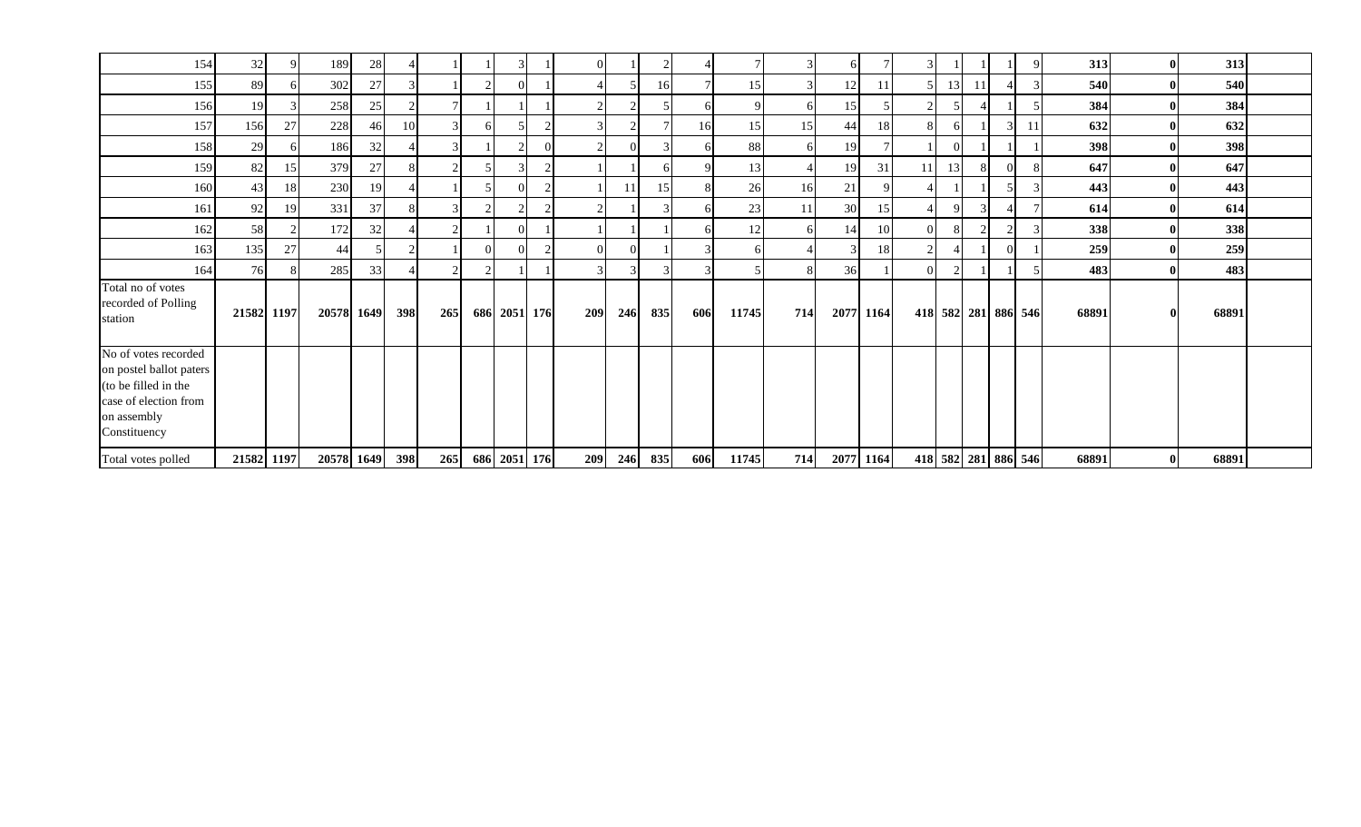| | | | | | | | | | | | | | | | | | | | | | | | | | | |
|---|---|---|---|---|---|---|---|---|---|---|---|---|---|---|---|---|---|---|---|---|---|---|---|---|---|---|
| 154 | 32 | 9 | 189 | 28 | 4 | 1 | 1 | 3 | 1 | 0 | 1 | 2 | 4 | 7 | 3 | 6 | 7 | 3 | 1 | 1 | 1 | 9 | **313** | **0** | **313** | |
| 155 | 89 | 6 | 302 | 27 | 3 | 1 | 2 | 0 | 1 | 4 | 5 | 16 | 7 | 15 | 3 | 12 | 11 | 5 | 13 | 11 | 4 | 3 | **540** | **0** | **540** | |
| 156 | 19 | 3 | 258 | 25 | 2 | 7 | 1 | 1 | 1 | 2 | 2 | 5 | 6 | 9 | 6 | 15 | 5 | 2 | 5 | 4 | 1 | 5 | **384** | **0** | **384** | |
| 157 | 156 | 27 | 228 | 46 | 10 | 3 | 6 | 5 | 2 | 3 | 2 | 7 | 16 | 15 | 15 | 44 | 18 | 8 | 6 | 1 | 3 | 11 | **632** | **0** | **632** | |
| 158 | 29 | 6 | 186 | 32 | 4 | 3 | 1 | 2 | 0 | 2 | 0 | 3 | 6 | 88 | 6 | 19 | 7 | 1 | 0 | 1 | 1 | 1 | **398** | **0** | **398** | |
| 159 | 82 | 15 | 379 | 27 | 8 | 2 | 5 | 3 | 2 | 1 | 1 | 6 | 9 | 13 | 4 | 19 | 31 | 11 | 13 | 8 | 0 | 8 | **647** | **0** | **647** | |
| 160 | 43 | 18 | 230 | 19 | 4 | 1 | 5 | 0 | 2 | 1 | 11 | 15 | 8 | 26 | 16 | 21 | 9 | 4 | 1 | 1 | 5 | 3 | **443** | **0** | **443** | |
| 161 | 92 | 19 | 331 | 37 | 8 | 3 | 2 | 2 | 2 | 2 | 1 | 3 | 6 | 23 | 11 | 30 | 15 | 4 | 9 | 3 | 4 | 7 | **614** | **0** | **614** | |
| 162 | 58 | 2 | 172 | 32 | 4 | 2 | 1 | 0 | 1 | 1 | 1 | 1 | 6 | 12 | 6 | 14 | 10 | 0 | 8 | 2 | 2 | 3 | **338** | **0** | **338** | |
| 163 | 135 | 27 | 44 | 5 | 2 | 1 | 0 | 0 | 2 | 0 | 0 | 1 | 3 | 6 | 4 | 3 | 18 | 2 | 4 | 1 | 0 | 1 | **259** | **0** | **259** | |
| 164 | 76 | 8 | 285 | 33 | 4 | 2 | 2 | 1 | 1 | 3 | 3 | 3 | 3 | 5 | 8 | 36 | 1 | 0 | 2 | 1 | 1 | 5 | **483** | **0** | **483** | |
| Total no of votes recorded of Polling station | **21582** | **1197** | **20578** | **1649** | **398** | **265** | **686** | **2051** | **176** | **209** | **246** | **835** | **606** | **11745** | **714** | **2077** | **1164** | **418** | **582** | **281** | **886** | **546** | **68891** | **0** | **68891** | |
| No of votes recorded on postel ballot paters (to be filled in the case of election from on assembly Constituency | | | | | | | | | | | | | | | | | | | | | | | | | | |
| Total votes polled | **21582** | **1197** | **20578** | **1649** | **398** | **265** | **686** | **2051** | **176** | **209** | **246** | **835** | **606** | **11745** | **714** | **2077** | **1164** | **418** | **582** | **281** | **886** | **546** | **68891** | **0** | **68891** | |